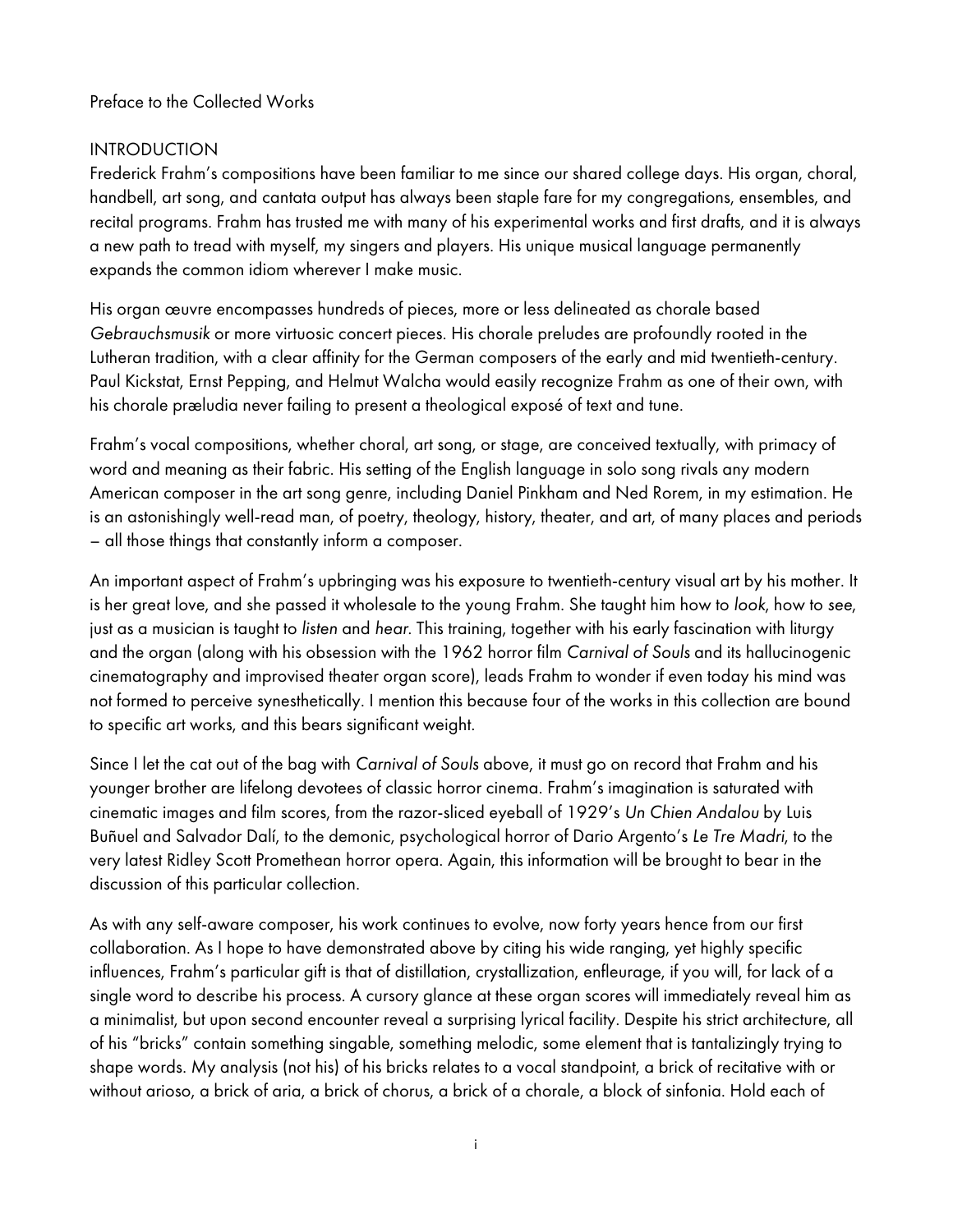Preface to the Collected Works

## INTRODUCTION

Frederick Frahm's compositions have been familiar to me since our shared college days. His organ, choral, handbell, art song, and cantata output has always been staple fare for my congregations, ensembles, and recital programs. Frahm has trusted me with many of his experimental works and first drafts, and it is always a new path to tread with myself, my singers and players. His unique musical language permanently expands the common idiom wherever I make music.

His organ œuvre encompasses hundreds of pieces, more or less delineated as chorale based *Gebrauchsmusik* or more virtuosic concert pieces. His chorale preludes are profoundly rooted in the Lutheran tradition, with a clear affinity for the German composers of the early and mid twentieth-century. Paul Kickstat, Ernst Pepping, and Helmut Walcha would easily recognize Frahm as one of their own, with his chorale prælludia never failing to present a theological exposé of text and tune.

Frahm's vocal compositions, whether choral, art song, or stage, are conceived textually, with primacy of word and meaning as their fabric. His setting of the English language in solo song rivals any modern American composer in the art song genre, including Daniel Pinkham and Ned Rorem, in my estimation. He is an astonishingly well-read man, of poetry, theology, history, theater, and art, of many places and periods – all those things that constantly inform a composer.

An important aspect of Frahm's upbringing was his exposure to twentieth-century visual art by his mother. It is her great love, and she passed it wholesale to the young Frahm. She taught him how to *look*, how to *see*, just as a musician is taught to *listen* and *hear*. This training, together with his early fascination with liturgy and the organ (along with his obsession with the 1962 horror film *Carnival of Souls* and its hallucinogenic cinematography and improvised theater organ score), leads Frahm to wonder if even today his mind was not formed to perceive synesthetically. I mention this because four of the works in this collection are bound to specific art works, and this bears significant weight.

Since I let the cat out of the bag with *Carnival of Souls* above, it must go on record that Frahm and his younger brother are lifelong devotees of classic horror cinema. Frahm's imagination is saturated with cinematic images and film scores, from the razor-sliced eyeball of 1929's *Un Chien Andalou* by Luis Buñuel and Salvador Dalí, to the demonic, psychological horror of Dario Argento's *Le Tre Madri*, to the very latest Ridley Scott Promethean horror opera. Again, this information will be brought to bear in the discussion of this particular collection.

As with any self-aware composer, his work continues to evolve, now forty years hence from our first collaboration. As I hope to have demonstrated above by citing his wide ranging, yet highly specific influences, Frahm's particular gift is that of distillation, crystallization, enfleurage, if you will, for lack of a single word to describe his process. A cursory glance at these organ scores will immediately reveal him as a minimalist, but upon second encounter reveal a surprising lyrical facility. Despite his strict architecture, all of his "bricks" contain something singable, something melodic, some element that is tantalizingly trying to shape words. My analysis (not his) of his bricks relates to a vocal standpoint, a brick of recitative with or without arioso, a brick of aria, a brick of chorus, a brick of a chorale, a block of sinfonia. Hold each of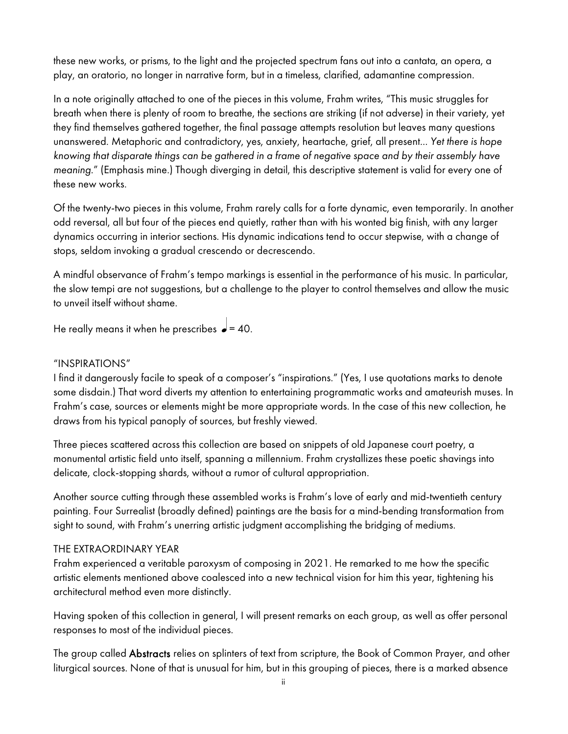these new works, or prisms, to the light and the projected spectrum fans out into a cantata, an opera, a play, an oratorio, no longer in narrative form, but in a timeless, clarified, adamantine compression.

In a note originally attached to one of the pieces in this volume, Frahm writes, "This music struggles for breath when there is plenty of room to breathe, the sections are striking (if not adverse) in their variety, yet they find themselves gathered together, the final passage attempts resolution but leaves many questions unanswered. Metaphoric and contradictory, yes, anxiety, heartache, grief, all present... *Yet there is hope knowing that disparate things can be gathered in a frame of negative space and by their assembly have meaning.*" (Emphasis mine.) Though diverging in detail, this descriptive statement is valid for every one of these new works.

Of the twenty-two pieces in this volume, Frahm rarely calls for a forte dynamic, even temporarily. In another odd reversal, all but four of the pieces end quietly, rather than with his wonted big finish, with any larger dynamics occurring in interior sections. His dynamic indications tend to occur stepwise, with a change of stops, seldom invoking a gradual crescendo or decrescendo.

A mindful observance of Frahm's tempo markings is essential in the performance of his music. In particular, the slow tempi are not suggestions, but a challenge to the player to control themselves and allow the music to unveil itself without shame.

He really means it when he prescribes ♩ = 40.

## "INSPIRATIONS"

I find it dangerously facile to speak of a composer's "inspirations." (Yes, I use quotations marks to denote some disdain.) That word diverts my attention to entertaining programmatic works and amateurish muses. In Frahm's case, sources or elements might be more appropriate words. In the case of this new collection, he draws from his typical panoply of sources, but freshly viewed.

Three pieces scattered across this collection are based on snippets of old Japanese court poetry, a monumental artistic field unto itself, spanning a millennium. Frahm crystallizes these poetic shavings into delicate, clock-stopping shards, without a rumor of cultural appropriation.

Another source cutting through these assembled works is Frahm's love of early and mid-twentieth century painting. Four Surrealist (broadly defined) paintings are the basis for a mind-bending transformation from sight to sound, with Frahm's unerring artistic judgment accomplishing the bridging of mediums.

## THE EXTRAORDINARY YEAR

Frahm experienced a veritable paroxysm of composing in 2021. He remarked to me how the specific artistic elements mentioned above coalesced into a new technical vision for him this year, tightening his architectural method even more distinctly.

Having spoken of this collection in general, I will present remarks on each group, as well as offer personal responses to most of the individual pieces.

The group called **Abstracts** relies on splinters of text from scripture, the Book of Common Prayer, and other liturgical sources. None of that is unusual for him, but in this grouping of pieces, there is a marked absence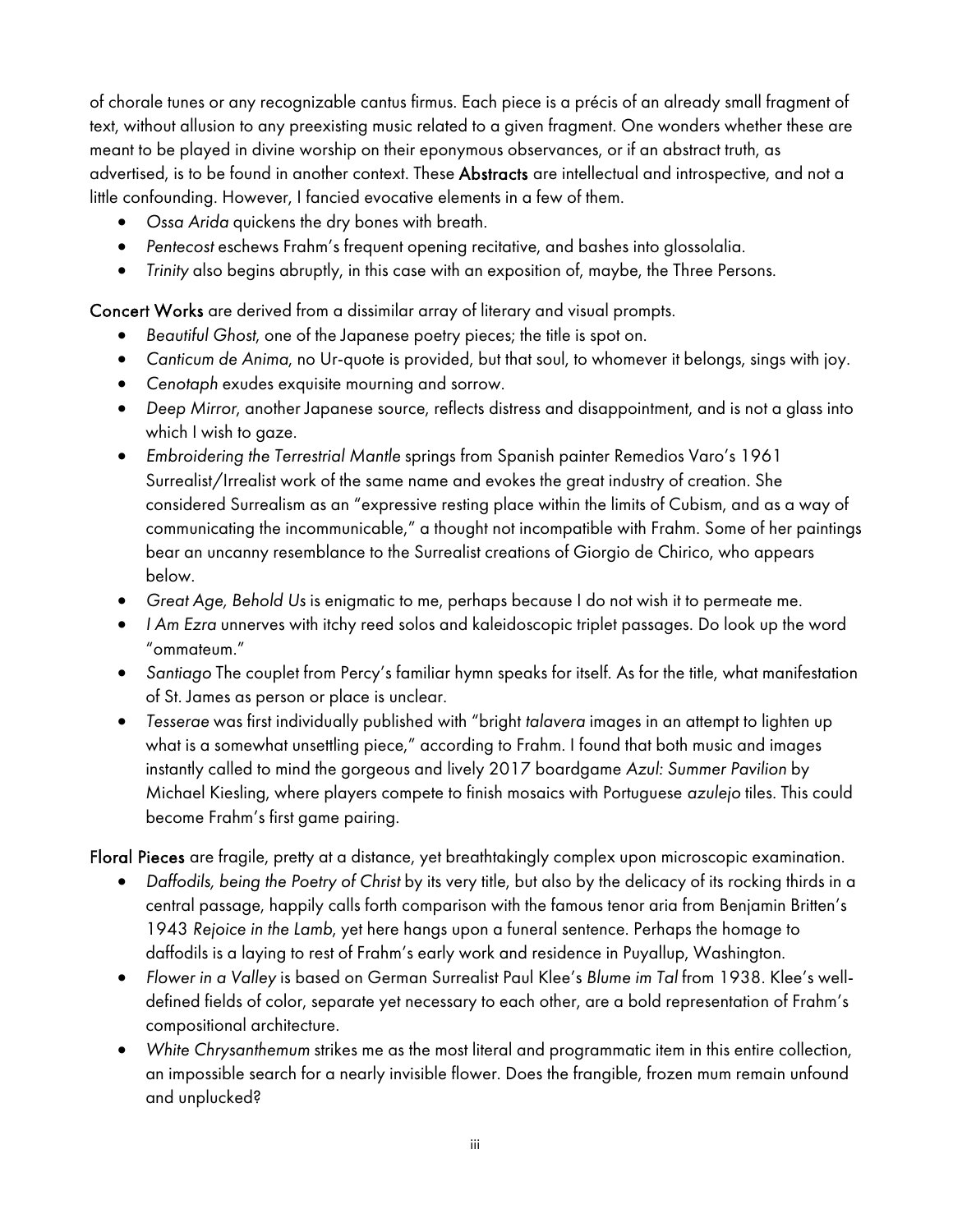of chorale tunes or any recognizable cantus firmus. Each piece is a précis of an already small fragment of text, without allusion to any preexisting music related to a given fragment. One wonders whether these are meant to be played in divine worship on their eponymous observances, or if an abstract truth, as advertised, is to be found in another context. These **Abstracts** are intellectual and introspective, and not a little confounding. However, I fancied evocative elements in a few of them.

- *Ossa Arida* quickens the dry bones with breath.
- *Pentecost* eschews Frahm's frequent opening recitative, and bashes into glossolalia.
- *Trinity* also begins abruptly, in this case with an exposition of, maybe, the Three Persons.

**Concert Works** are derived from a dissimilar array of literary and visual prompts.

- *Beautiful Ghost*, one of the Japanese poetry pieces; the title is spot on.
- *Canticum de Anima*, no Ur-quote is provided, but that soul, to whomever it belongs, sings with joy.
- *Cenotaph* exudes exquisite mourning and sorrow.
- *Deep Mirror*, another Japanese source, reflects distress and disappointment, and is not a glass into which I wish to gaze.
- *Embroidering the Terrestrial Mantle* springs from Spanish painter Remedios Varo's 1961 Surrealist/Irrealist work of the same name and evokes the great industry of creation. She considered Surrealism as an "expressive resting place within the limits of Cubism, and as a way of communicating the incommunicable," a thought not incompatible with Frahm. Some of her paintings bear an uncanny resemblance to the Surrealist creations of Giorgio de Chirico, who appears below.
- *Great Age, Behold Us* is enigmatic to me, perhaps because I do not wish it to permeate me.
- *I Am Ezra* unnerves with itchy reed solos and kaleidoscopic triplet passages. Do look up the word "ommateum."
- *Santiago* The couplet from Percy's familiar hymn speaks for itself. As for the title, what manifestation of St. James as person or place is unclear.
- *Tesserae* was first individually published with "bright *talavera* images in an attempt to lighten up what is a somewhat unsettling piece," according to Frahm. I found that both music and images instantly called to mind the gorgeous and lively 2017 boardgame *Azul: Summer Pavilion* by Michael Kiesling, where players compete to finish mosaics with Portuguese *azulejo* tiles. This could become Frahm's first game pairing.

**Floral Pieces** are fragile, pretty at a distance, yet breathtakingly complex upon microscopic examination.

- *Daffodils, being the Poetry of Christ* by its very title, but also by the delicacy of its rocking thirds in a central passage, happily calls forth comparison with the famous tenor aria from Benjamin Britten's 1943 *Rejoice in the Lamb*, yet here hangs upon a funeral sentence. Perhaps the homage to daffodils is a laying to rest of Frahm's early work and residence in Puyallup, Washington.
- *Flower in a Valley* is based on German Surrealist Paul Klee's *Blume im Tal* from 1938. Klee's well-defined fields of color, separate yet necessary to each other, are a bold representation of Frahm's compositional architecture.
- *White Chrysanthemum* strikes me as the most literal and programmatic item in this entire collection, an impossible search for a nearly invisible flower. Does the frangible, frozen mum remain unfound and unplucked?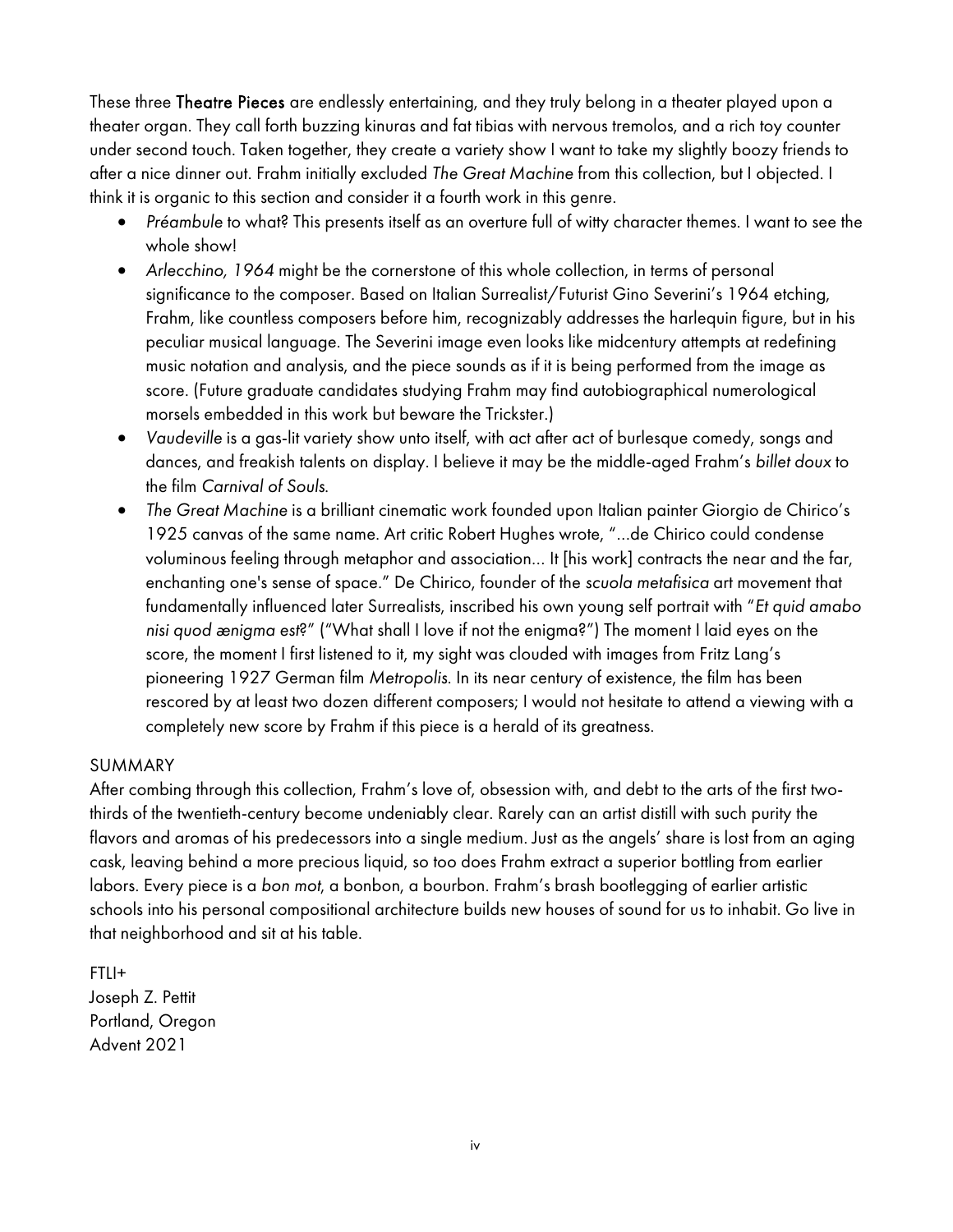These three **Theatre Pieces** are endlessly entertaining, and they truly belong in a theater played upon a theater organ. They call forth buzzing kinuras and fat tibias with nervous tremolos, and a rich toy counter under second touch. Taken together, they create a variety show I want to take my slightly boozy friends to after a nice dinner out. Frahm initially excluded *The Great Machine* from this collection, but I objected. I think it is organic to this section and consider it a fourth work in this genre.

- *Préambule* to what? This presents itself as an overture full of witty character themes. I want to see the whole show!
- *Arlecchino, 1964* might be the cornerstone of this whole collection, in terms of personal significance to the composer. Based on Italian Surrealist/Futurist Gino Severini's 1964 etching, Frahm, like countless composers before him, recognizably addresses the harlequin figure, but in his peculiar musical language. The Severini image even looks like midcentury attempts at redefining music notation and analysis, and the piece sounds as if it is being performed from the image as score. (Future graduate candidates studying Frahm may find autobiographical numerological morsels embedded in this work but beware the Trickster.)
- *Vaudeville* is a gas-lit variety show unto itself, with act after act of burlesque comedy, songs and dances, and freakish talents on display. I believe it may be the middle-aged Frahm's *billet doux* to the film *Carnival of Souls*.
- *The Great Machine* is a brilliant cinematic work founded upon Italian painter Giorgio de Chirico's 1925 canvas of the same name. Art critic Robert Hughes wrote, "…de Chirico could condense voluminous feeling through metaphor and association… It [his work] contracts the near and the far, enchanting one's sense of space." De Chirico, founder of the *scuola metafisica* art movement that fundamentally influenced later Surrealists, inscribed his own young self portrait with "*Et quid amabo nisi quod ænigma est*?" ("What shall I love if not the enigma?") The moment I laid eyes on the score, the moment I first listened to it, my sight was clouded with images from Fritz Lang's pioneering 1927 German film *Metropolis*. In its near century of existence, the film has been rescored by at least two dozen different composers; I would not hesitate to attend a viewing with a completely new score by Frahm if this piece is a herald of its greatness.

## SUMMARY

After combing through this collection, Frahm's love of, obsession with, and debt to the arts of the first two-thirds of the twentieth-century become undeniably clear. Rarely can an artist distill with such purity the flavors and aromas of his predecessors into a single medium. Just as the angels' share is lost from an aging cask, leaving behind a more precious liquid, so too does Frahm extract a superior bottling from earlier labors. Every piece is a *bon mot*, a bonbon, a bourbon. Frahm's brash bootlegging of earlier artistic schools into his personal compositional architecture builds new houses of sound for us to inhabit. Go live in that neighborhood and sit at his table.

FTLI+
Joseph Z. Pettit
Portland, Oregon
Advent 2021